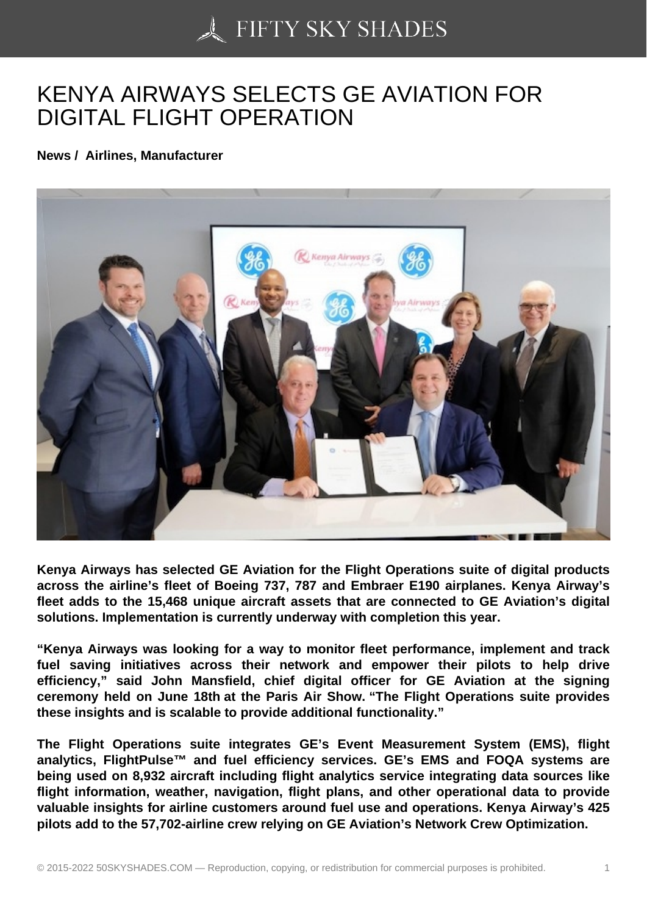# KENYA AIRWAYS SELECTS GE AVIATION FOR DIGITAL FLIGHT OPERATION

**News / Airlines, Manufacturer**

**Kenya Airways has selected GE Aviation for the Flight Operations suite of digital products across the airline's fleet of Boeing 737, 787 and Embraer E190 airplanes. Kenya Airway's fleet adds to the 15,468 unique aircraft assets that are connected to GE Aviation's digital solutions. Implementation is currently underway with completion this year.**

**"Kenya Airways was looking for a way to monitor fleet performance, implement and track fuel saving initiatives across their network and empower their pilots to help drive efficiency," said John Mansfield, chief digital officer for GE Aviation at the signing ceremony held on June 18th at the Paris Air Show. "The Flight Operations suite provides these insights and is scalable to provide additional functionality."**

**The Flight Operations suite integrates GE's Event Measurement System (EMS), flight analytics, FlightPulse™ and fuel efficiency services. GE's EMS and FOQA systems are being used on 8,932 aircraft including flight analytics service integrating data sources like flight information, weather, navigation, flight plans, and other operational data to provide valuable insights for airline customers around fuel use and operations. Kenya Airway's 425 pilots add to the 57,702-airline crew relying on GE Aviation's Network Crew Optimization.**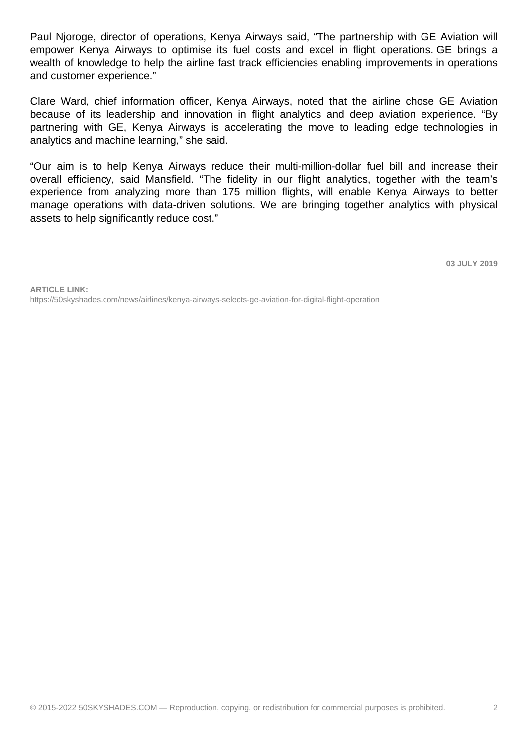Paul Njoroge, director of operations, Kenya Airways said, “The partnership with GE Aviation will empower Kenya Airways to optimise its fuel costs and excel in flight operations. GE brings a wealth of knowledge to help the airline fast track efficiencies enabling improvements in operations and customer experience.”

Clare Ward, chief information officer, Kenya Airways, noted that the airline chose GE Aviation because of its leadership and innovation in flight analytics and deep aviation experience. “By partnering with GE, Kenya Airways is accelerating the move to leading edge technologies in analytics and machine learning,” she said.

“Our aim is to help Kenya Airways reduce their multi-million-dollar fuel bill and increase their overall efficiency, said Mansfield. “The fidelity in our flight analytics, together with the team’s experience from analyzing more than 175 million flights, will enable Kenya Airways to better manage operations with data-driven solutions. We are bringing together analytics with physical assets to help significantly reduce cost.”

**03 JULY 2019**

**ARTICLE LINK:**
https://50skyshades.com/news/airlines/kenya-airways-selects-ge-aviation-for-digital-flight-operation